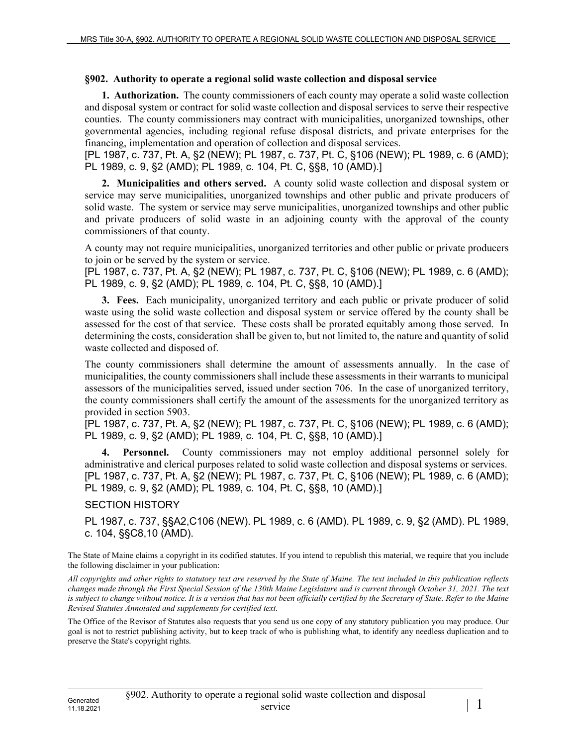## §902. Authority to operate a regional solid waste collection and disposal service

**1. Authorization.** The county commissioners of each county may operate a solid waste collection and disposal system or contract for solid waste collection and disposal services to serve their respective counties. The county commissioners may contract with municipalities, unorganized townships, other governmental agencies, including regional refuse disposal districts, and private enterprises for the financing, implementation and operation of collection and disposal services.

[PL 1987, c. 737, Pt. A, §2 (NEW); PL 1987, c. 737, Pt. C, §106 (NEW); PL 1989, c. 6 (AMD); PL 1989, c. 9, §2 (AMD); PL 1989, c. 104, Pt. C, §§8, 10 (AMD).]

**2. Municipalities and others served.** A county solid waste collection and disposal system or service may serve municipalities, unorganized townships and other public and private producers of solid waste. The system or service may serve municipalities, unorganized townships and other public and private producers of solid waste in an adjoining county with the approval of the county commissioners of that county.

A county may not require municipalities, unorganized territories and other public or private producers to join or be served by the system or service.

[PL 1987, c. 737, Pt. A, §2 (NEW); PL 1987, c. 737, Pt. C, §106 (NEW); PL 1989, c. 6 (AMD); PL 1989, c. 9, §2 (AMD); PL 1989, c. 104, Pt. C, §§8, 10 (AMD).]

**3. Fees.** Each municipality, unorganized territory and each public or private producer of solid waste using the solid waste collection and disposal system or service offered by the county shall be assessed for the cost of that service. These costs shall be prorated equitably among those served. In determining the costs, consideration shall be given to, but not limited to, the nature and quantity of solid waste collected and disposed of.

The county commissioners shall determine the amount of assessments annually. In the case of municipalities, the county commissioners shall include these assessments in their warrants to municipal assessors of the municipalities served, issued under section 706. In the case of unorganized territory, the county commissioners shall certify the amount of the assessments for the unorganized territory as provided in section 5903.

[PL 1987, c. 737, Pt. A, §2 (NEW); PL 1987, c. 737, Pt. C, §106 (NEW); PL 1989, c. 6 (AMD); PL 1989, c. 9, §2 (AMD); PL 1989, c. 104, Pt. C, §§8, 10 (AMD).]

**4. Personnel.** County commissioners may not employ additional personnel solely for administrative and clerical purposes related to solid waste collection and disposal systems or services.

[PL 1987, c. 737, Pt. A, §2 (NEW); PL 1987, c. 737, Pt. C, §106 (NEW); PL 1989, c. 6 (AMD); PL 1989, c. 9, §2 (AMD); PL 1989, c. 104, Pt. C, §§8, 10 (AMD).]

SECTION HISTORY

PL 1987, c. 737, §§A2,C106 (NEW). PL 1989, c. 6 (AMD). PL 1989, c. 9, §2 (AMD). PL 1989, c. 104, §§C8,10 (AMD).

The State of Maine claims a copyright in its codified statutes. If you intend to republish this material, we require that you include the following disclaimer in your publication:

*All copyrights and other rights to statutory text are reserved by the State of Maine. The text included in this publication reflects changes made through the First Special Session of the 130th Maine Legislature and is current through October 31, 2021. The text is subject to change without notice. It is a version that has not been officially certified by the Secretary of State. Refer to the Maine Revised Statutes Annotated and supplements for certified text.*

The Office of the Revisor of Statutes also requests that you send us one copy of any statutory publication you may produce. Our goal is not to restrict publishing activity, but to keep track of who is publishing what, to identify any needless duplication and to preserve the State's copyright rights.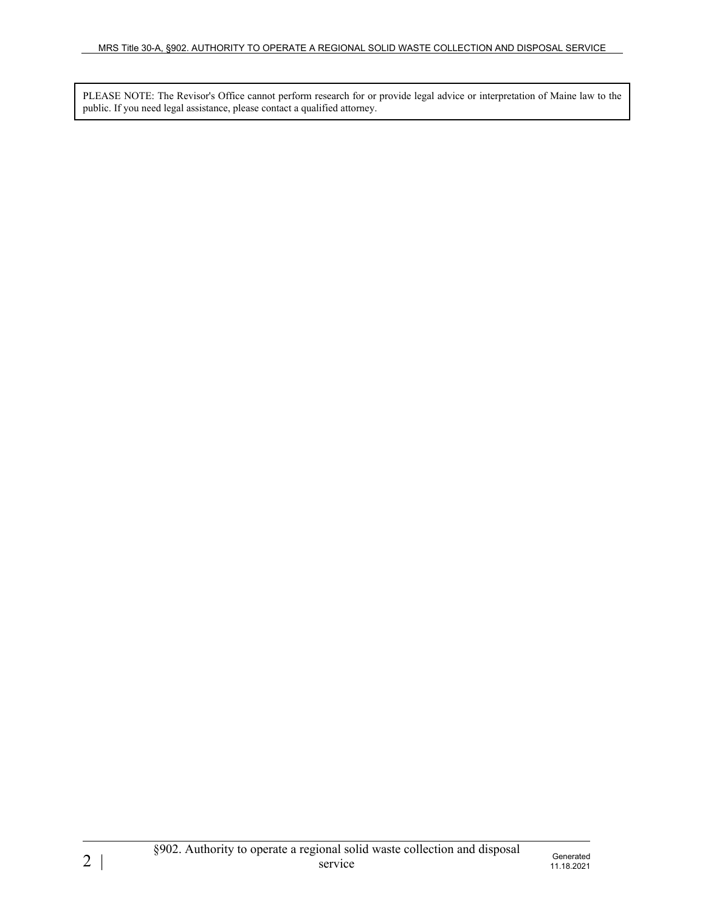PLEASE NOTE: The Revisor's Office cannot perform research for or provide legal advice or interpretation of Maine law to the public. If you need legal assistance, please contact a qualified attorney.